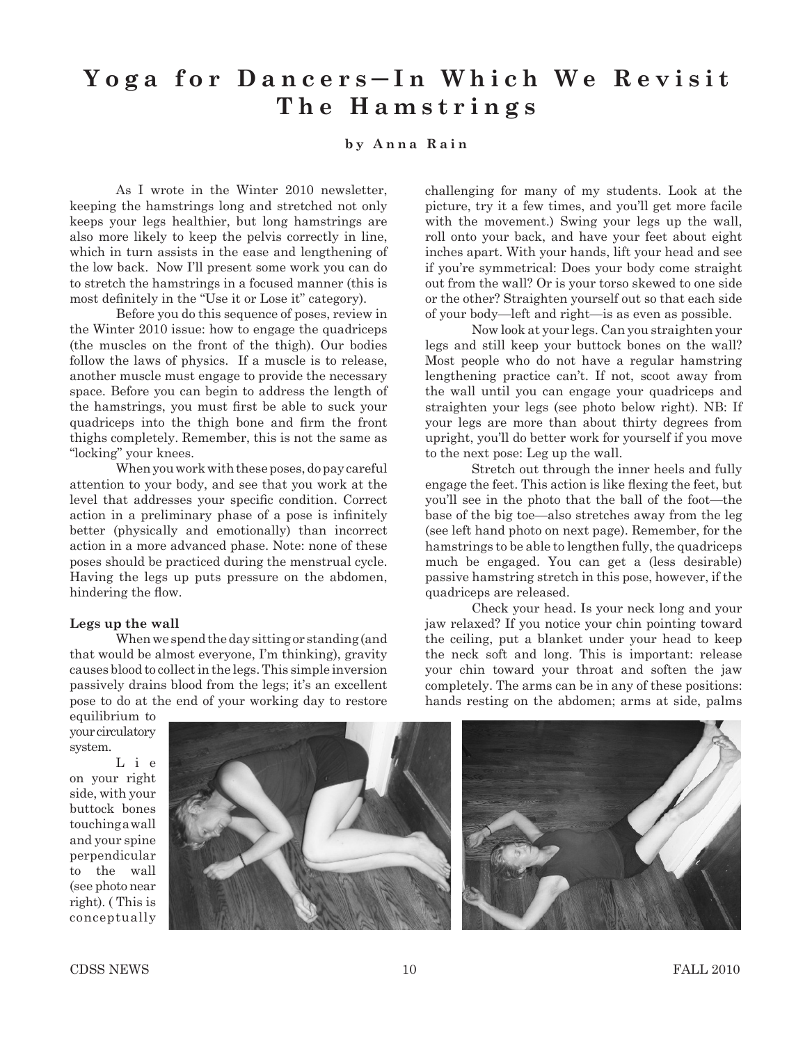# Yoga for Dancers—In Which We Revisit The Hamstrings

**by Anna Rain**

As I wrote in the Winter 2010 newsletter, keeping the hamstrings long and stretched not only keeps your legs healthier, but long hamstrings are also more likely to keep the pelvis correctly in line, which in turn assists in the ease and lengthening of the low back. Now I'll present some work you can do to stretch the hamstrings in a focused manner (this is most definitely in the "Use it or Lose it" category).

Before you do this sequence of poses, review in the Winter 2010 issue: how to engage the quadriceps (the muscles on the front of the thigh). Our bodies follow the laws of physics. If a muscle is to release, another muscle must engage to provide the necessary space. Before you can begin to address the length of the hamstrings, you must first be able to suck your quadriceps into the thigh bone and firm the front thighs completely. Remember, this is not the same as "locking" your knees.

When you work with these poses, do pay careful attention to your body, and see that you work at the level that addresses your specific condition. Correct action in a preliminary phase of a pose is infinitely better (physically and emotionally) than incorrect action in a more advanced phase. Note: none of these poses should be practiced during the menstrual cycle. Having the legs up puts pressure on the abdomen, hindering the flow.

**Legs up the wall**

When we spend the day sitting or standing (and that would be almost everyone, I'm thinking), gravity causes blood to collect in the legs. This simple inversion passively drains blood from the legs; it's an excellent pose to do at the end of your working day to restore equilibrium to your circulatory system.

Lie on your right side, with your buttock bones touching a wall and your spine perpendicular to the wall (see photo near right). ( This is conceptually challenging for many of my students. Look at the picture, try it a few times, and you'll get more facile with the movement.) Swing your legs up the wall, roll onto your back, and have your feet about eight inches apart. With your hands, lift your head and see if you're symmetrical: Does your body come straight out from the wall? Or is your torso skewed to one side or the other? Straighten yourself out so that each side of your body—left and right—is as even as possible.

Now look at your legs. Can you straighten your legs and still keep your buttock bones on the wall? Most people who do not have a regular hamstring lengthening practice can't. If not, scoot away from the wall until you can engage your quadriceps and straighten your legs (see photo below right). NB: If your legs are more than about thirty degrees from upright, you'll do better work for yourself if you move to the next pose: Leg up the wall.

Stretch out through the inner heels and fully engage the feet. This action is like flexing the feet, but you'll see in the photo that the ball of the foot—the base of the big toe—also stretches away from the leg (see left hand photo on next page). Remember, for the hamstrings to be able to lengthen fully, the quadriceps much be engaged. You can get a (less desirable) passive hamstring stretch in this pose, however, if the quadriceps are released.

Check your head. Is your neck long and your jaw relaxed? If you notice your chin pointing toward the ceiling, put a blanket under your head to keep the neck soft and long. This is important: release your chin toward your throat and soften the jaw completely. The arms can be in any of these positions: hands resting on the abdomen; arms at side, palms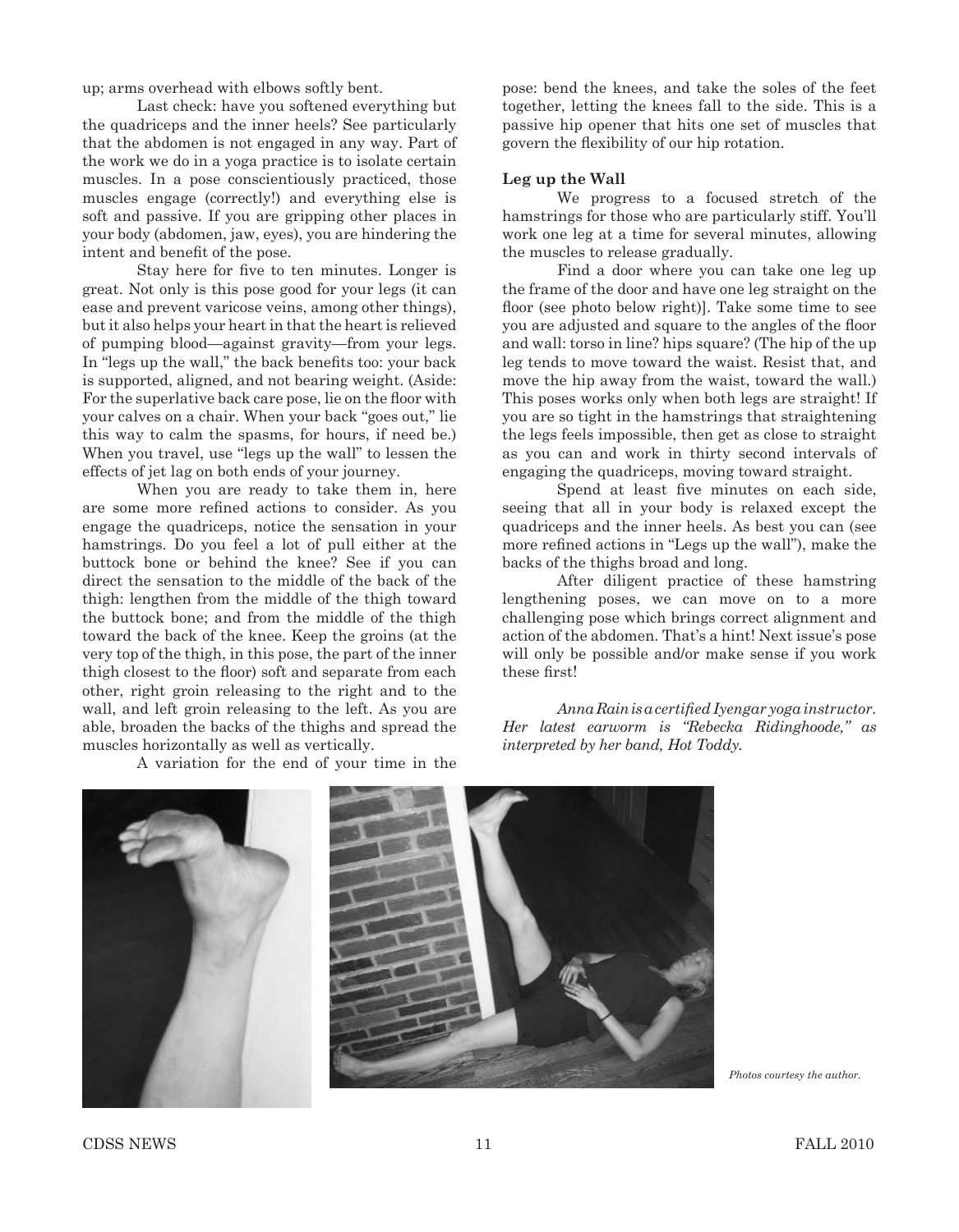up; arms overhead with elbows softly bent.

Last check: have you softened everything but the quadriceps and the inner heels? See particularly that the abdomen is not engaged in any way. Part of the work we do in a yoga practice is to isolate certain muscles. In a pose conscientiously practiced, those muscles engage (correctly!) and everything else is soft and passive. If you are gripping other places in your body (abdomen, jaw, eyes), you are hindering the intent and benefit of the pose.

Stay here for five to ten minutes. Longer is great. Not only is this pose good for your legs (it can ease and prevent varicose veins, among other things), but it also helps your heart in that the heart is relieved of pumping blood—against gravity—from your legs. In "legs up the wall," the back benefits too: your back is supported, aligned, and not bearing weight. (Aside: For the superlative back care pose, lie on the floor with your calves on a chair. When your back "goes out," lie this way to calm the spasms, for hours, if need be.) When you travel, use "legs up the wall" to lessen the effects of jet lag on both ends of your journey.

When you are ready to take them in, here are some more refined actions to consider. As you engage the quadriceps, notice the sensation in your hamstrings. Do you feel a lot of pull either at the buttock bone or behind the knee? See if you can direct the sensation to the middle of the back of the thigh: lengthen from the middle of the thigh toward the buttock bone; and from the middle of the thigh toward the back of the knee. Keep the groins (at the very top of the thigh, in this pose, the part of the inner thigh closest to the floor) soft and separate from each other, right groin releasing to the right and to the wall, and left groin releasing to the left. As you are able, broaden the backs of the thighs and spread the muscles horizontally as well as vertically.

A variation for the end of your time in the pose: bend the knees, and take the soles of the feet together, letting the knees fall to the side. This is a passive hip opener that hits one set of muscles that govern the flexibility of our hip rotation.

**Leg up the Wall**

We progress to a focused stretch of the hamstrings for those who are particularly stiff. You'll work one leg at a time for several minutes, allowing the muscles to release gradually.

Find a door where you can take one leg up the frame of the door and have one leg straight on the floor (see photo below right)]. Take some time to see you are adjusted and square to the angles of the floor and wall: torso in line? hips square? (The hip of the up leg tends to move toward the waist. Resist that, and move the hip away from the waist, toward the wall.) This poses works only when both legs are straight! If you are so tight in the hamstrings that straightening the legs feels impossible, then get as close to straight as you can and work in thirty second intervals of engaging the quadriceps, moving toward straight.

Spend at least five minutes on each side, seeing that all in your body is relaxed except the quadriceps and the inner heels. As best you can (see more refined actions in "Legs up the wall"), make the backs of the thighs broad and long.

After diligent practice of these hamstring lengthening poses, we can move on to a more challenging pose which brings correct alignment and action of the abdomen. That's a hint! Next issue's pose will only be possible and/or make sense if you work these first!

*Anna Rain is a certified Iyengar yoga instructor. Her latest earworm is "Rebecka Ridinghoode," as interpreted by her band, Hot Toddy.*

*Photos courtesy the author.*